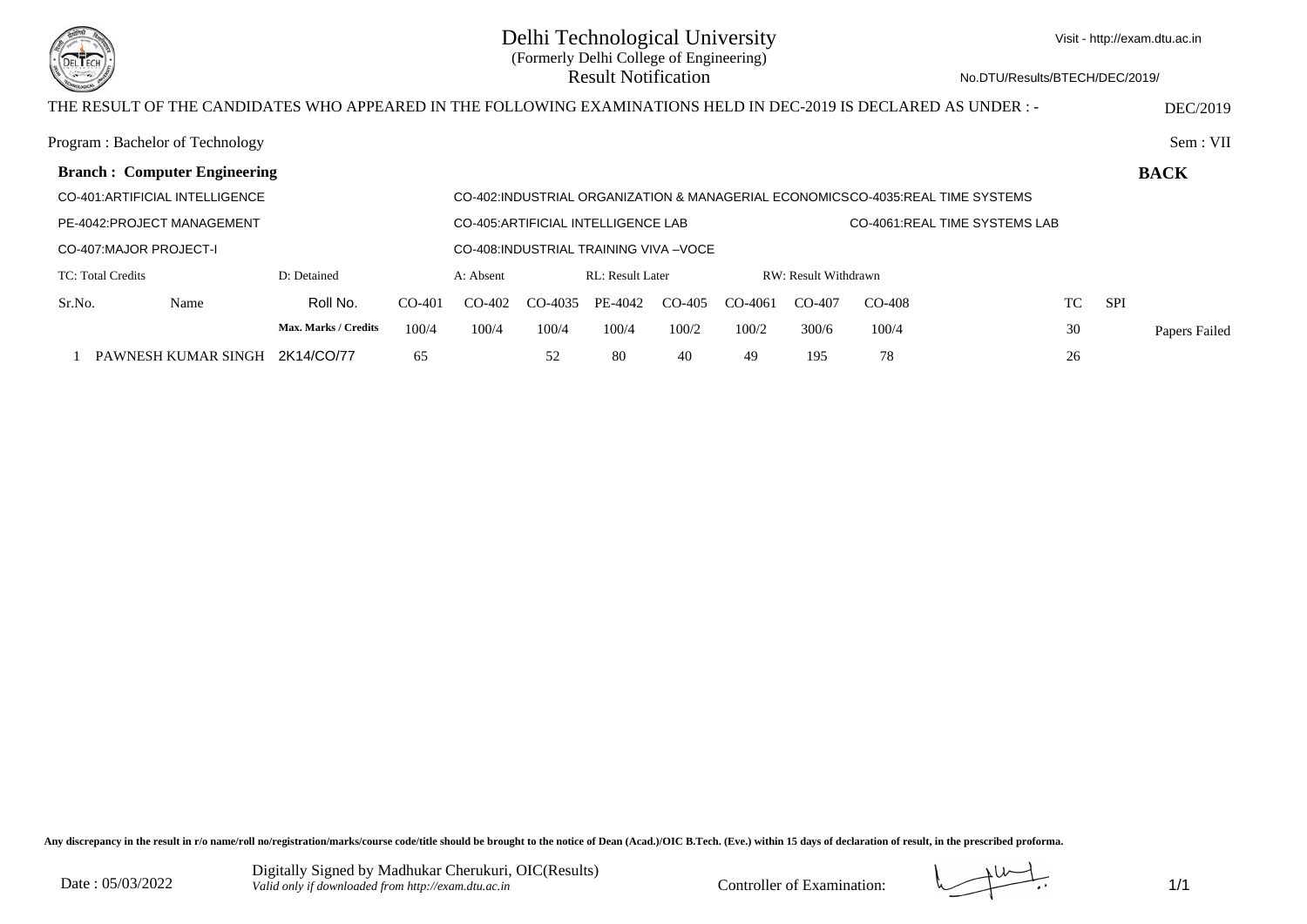# Delhi Technological University

(Formerly Delhi College of Engineering)

Result Notification

Visit - http://exam.dtu.ac.in

No.DTU/Results/BTECH/DEC/2019/

THE RESULT OF THE CANDIDATES WHO APPEARED IN THE FOLLOWING EXAMINATIONS HELD IN DEC-2019 IS DECLARED AS UNDER : - DEC/2019

Program : Bachelor of Technology Sem : VII

**Branch : Computer Engineering** **BACK**

CO-401:ARTIFICIAL INTELLIGENCE CO-402:INDUSTRIAL ORGANIZATION & MANAGERIAL ECONOMICS CO-4035:REAL TIME SYSTEMS

PE-4042:PROJECT MANAGEMENT CO-405:ARTIFICIAL INTELLIGENCE LAB CO-4061:REAL TIME SYSTEMS LAB

CO-407:MAJOR PROJECT-I CO-408:INDUSTRIAL TRAINING VIVA –VOCE

TC: Total Credits D: Detained A: Absent RL: Result Later RW: Result Withdrawn

| Sr.No. | Name | Roll No. | CO-401 | CO-402 | CO-4035 | PE-4042 | CO-405 | CO-4061 | CO-407 | CO-408 | TC | SPI | |
|---|---|---|---|---|---|---|---|---|---|---|---|---|---|
| | | **Max. Marks / Credits** | 100/4 | 100/4 | 100/4 | 100/4 | 100/2 | 100/2 | 300/6 | 100/4 | 30 | | Papers Failed |
| 1 | PAWNESH KUMAR SINGH | 2K14/CO/77 | 65 | | 52 | 80 | 40 | 49 | 195 | 78 | 26 | | |

**Any discrepancy in the result in r/o name/roll no/registration/marks/course code/title should be brought to the notice of Dean (Acad.)/OIC B.Tech. (Eve.) within 15 days of declaration of result, in the prescribed proforma.**

Date : 05/03/2022

Digitally Signed by Madhukar Cherukuri, OIC(Results)

*Valid only if downloaded from http://exam.dtu.ac.in*

Controller of Examination: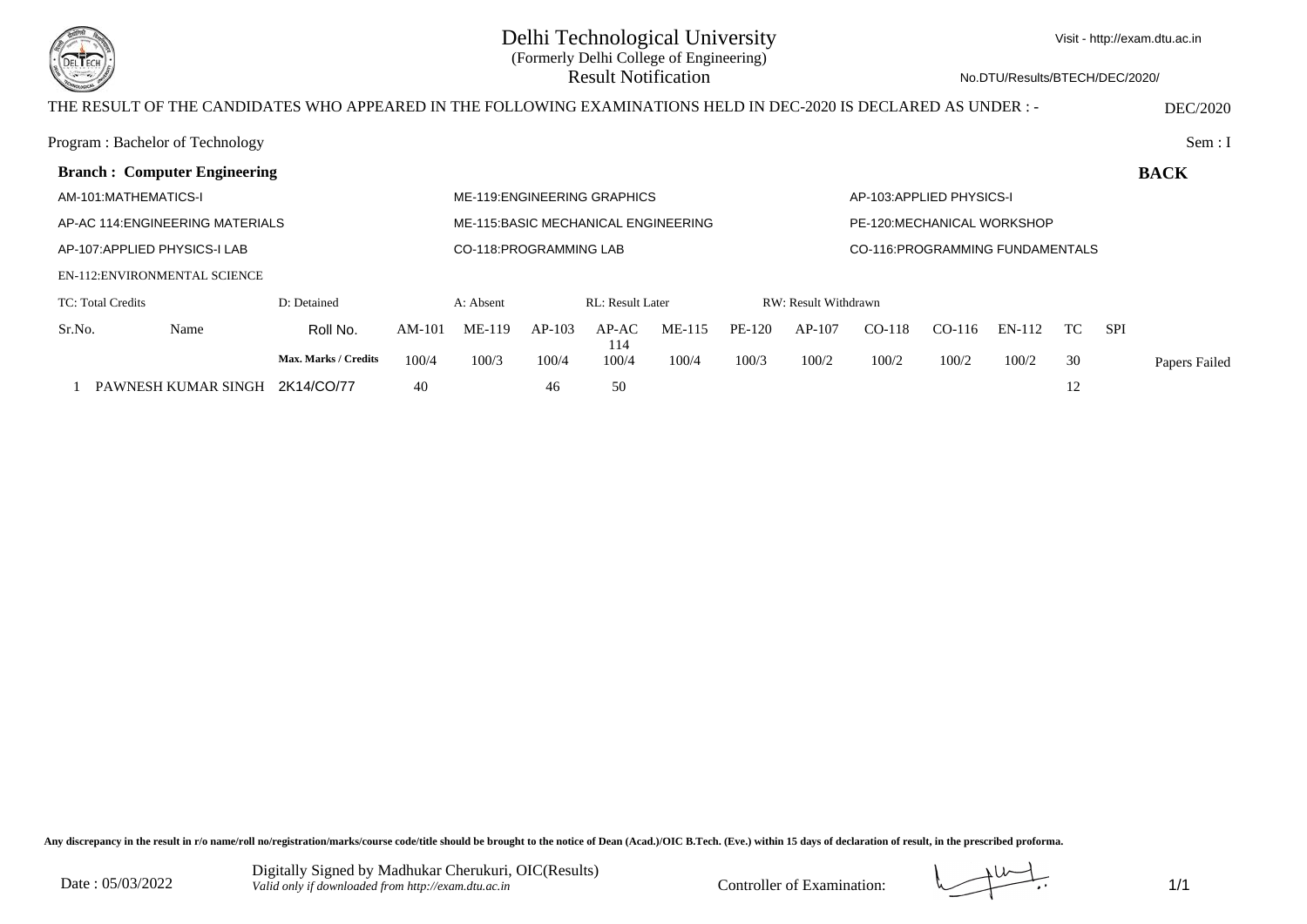# Delhi Technological University

(Formerly Delhi College of Engineering)

Result Notification

Visit - http://exam.dtu.ac.in

No.DTU/Results/BTECH/DEC/2020/

THE RESULT OF THE CANDIDATES WHO APPEARED IN THE FOLLOWING EXAMINATIONS HELD IN DEC-2020 IS DECLARED AS UNDER : - DEC/2020

Program : Bachelor of Technology Sem : I

**Branch : Computer Engineering** **BACK**

AM-101:MATHEMATICS-I
ME-119:ENGINEERING GRAPHICS
AP-103:APPLIED PHYSICS-I
AP-AC 114:ENGINEERING MATERIALS
ME-115:BASIC MECHANICAL ENGINEERING
PE-120:MECHANICAL WORKSHOP
AP-107:APPLIED PHYSICS-I LAB
CO-118:PROGRAMMING LAB
CO-116:PROGRAMMING FUNDAMENTALS
EN-112:ENVIRONMENTAL SCIENCE

TC: Total Credits D: Detained A: Absent RL: Result Later RW: Result Withdrawn

| Sr.No. | Name | Roll No. | AM-101 | ME-119 | AP-103 | AP-AC 114 | ME-115 | PE-120 | AP-107 | CO-118 | CO-116 | EN-112 | TC | SPI | |
|---|---|---|---|---|---|---|---|---|---|---|---|---|---|---|---|
| | | Max. Marks / Credits | 100/4 | 100/3 | 100/4 | 100/4 | 100/4 | 100/3 | 100/2 | 100/2 | 100/2 | 100/2 | 30 | | Papers Failed |
| 1 | PAWNESH KUMAR SINGH | 2K14/CO/77 | 40 | | 46 | 50 | | | | | | | 12 | | |

**Any discrepancy in the result in r/o name/roll no/registration/marks/course code/title should be brought to the notice of Dean (Acad.)/OIC B.Tech. (Eve.) within 15 days of declaration of result, in the prescribed proforma.**

Date : 05/03/2022

Digitally Signed by Madhukar Cherukuri, OIC(Results)
*Valid only if downloaded from http://exam.dtu.ac.in*

Controller of Examination: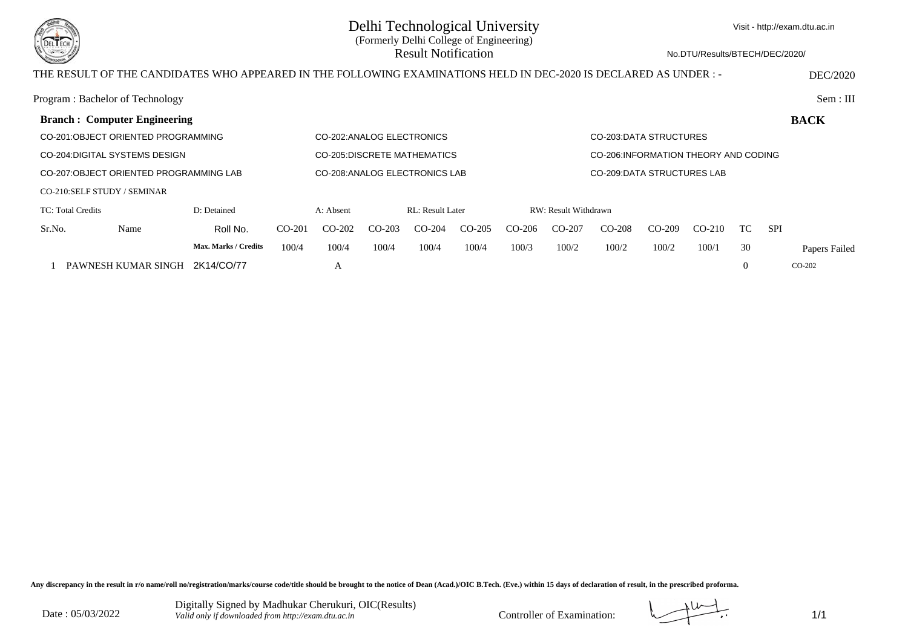# Delhi Technological University

(Formerly Delhi College of Engineering)

Result Notification

Visit - http://exam.dtu.ac.in

No.DTU/Results/BTECH/DEC/2020/

THE RESULT OF THE CANDIDATES WHO APPEARED IN THE FOLLOWING EXAMINATIONS HELD IN DEC-2020 IS DECLARED AS UNDER : - DEC/2020

Program : Bachelor of Technology Sem : III

**Branch : Computer Engineering** **BACK**

CO-201:OBJECT ORIENTED PROGRAMMING CO-202:ANALOG ELECTRONICS CO-203:DATA STRUCTURES

CO-204:DIGITAL SYSTEMS DESIGN CO-205:DISCRETE MATHEMATICS CO-206:INFORMATION THEORY AND CODING

CO-207:OBJECT ORIENTED PROGRAMMING LAB CO-208:ANALOG ELECTRONICS LAB CO-209:DATA STRUCTURES LAB

CO-210:SELF STUDY / SEMINAR

TC: Total Credits D: Detained A: Absent RL: Result Later RW: Result Withdrawn

| Sr.No. | Name | Roll No. | CO-201 | CO-202 | CO-203 | CO-204 | CO-205 | CO-206 | CO-207 | CO-208 | CO-209 | CO-210 | TC | SPI | |
|---|---|---|---|---|---|---|---|---|---|---|---|---|---|---|---|
| | | Max. Marks / Credits | 100/4 | 100/4 | 100/4 | 100/4 | 100/4 | 100/3 | 100/2 | 100/2 | 100/2 | 100/1 | 30 | | Papers Failed |
| 1 | PAWNESH KUMAR SINGH | 2K14/CO/77 | | A | | | | | | | | | 0 | | CO-202 |

**Any discrepancy in the result in r/o name/roll no/registration/marks/course code/title should be brought to the notice of Dean (Acad.)/OIC B.Tech. (Eve.) within 15 days of declaration of result, in the prescribed proforma.**

Date : 05/03/2022

Digitally Signed by Madhukar Cherukuri, OIC(Results)
*Valid only if downloaded from http://exam.dtu.ac.in*

Controller of Examination: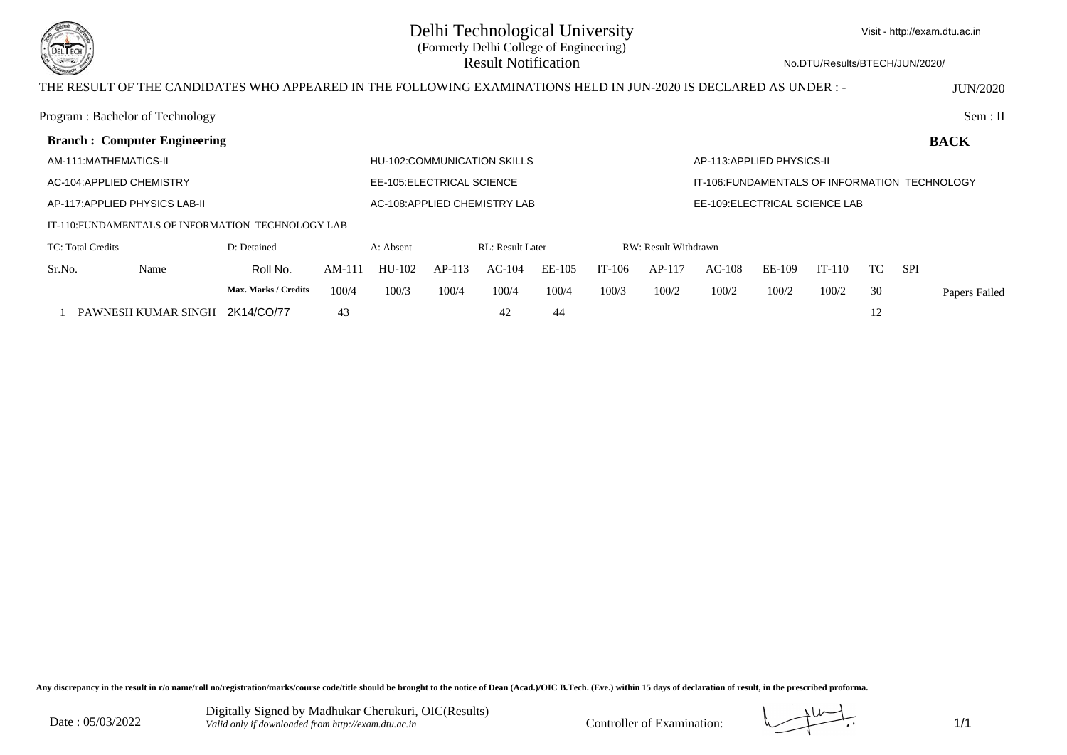# Delhi Technological University

(Formerly Delhi College of Engineering)

Result Notification

Visit - http://exam.dtu.ac.in

No.DTU/Results/BTECH/JUN/2020/

THE RESULT OF THE CANDIDATES WHO APPEARED IN THE FOLLOWING EXAMINATIONS HELD IN JUN-2020 IS DECLARED AS UNDER : - JUN/2020

Program : Bachelor of Technology Sem : II

**Branch : Computer Engineering** **BACK**

AM-111:MATHEMATICS-II
HU-102:COMMUNICATION SKILLS
AP-113:APPLIED PHYSICS-II
AC-104:APPLIED CHEMISTRY
EE-105:ELECTRICAL SCIENCE
IT-106:FUNDAMENTALS OF INFORMATION TECHNOLOGY
AP-117:APPLIED PHYSICS LAB-II
AC-108:APPLIED CHEMISTRY LAB
EE-109:ELECTRICAL SCIENCE LAB
IT-110:FUNDAMENTALS OF INFORMATION TECHNOLOGY LAB

TC: Total Credits D: Detained A: Absent RL: Result Later RW: Result Withdrawn

| Sr.No. | Name | Roll No. | AM-111 | HU-102 | AP-113 | AC-104 | EE-105 | IT-106 | AP-117 | AC-108 | EE-109 | IT-110 | TC | SPI | |
|---|---|---|---|---|---|---|---|---|---|---|---|---|---|---|---|
| | | Max. Marks / Credits | 100/4 | 100/3 | 100/4 | 100/4 | 100/4 | 100/3 | 100/2 | 100/2 | 100/2 | 100/2 | 30 | | Papers Failed |
| 1 | PAWNESH KUMAR SINGH | 2K14/CO/77 | 43 | | | 42 | 44 | | | | | | 12 | | |

**Any discrepancy in the result in r/o name/roll no/registration/marks/course code/title should be brought to the notice of Dean (Acad.)/OIC B.Tech. (Eve.) within 15 days of declaration of result, in the prescribed proforma.**

Date : 05/03/2022

Digitally Signed by Madhukar Cherukuri, OIC(Results)
*Valid only if downloaded from http://exam.dtu.ac.in*

Controller of Examination: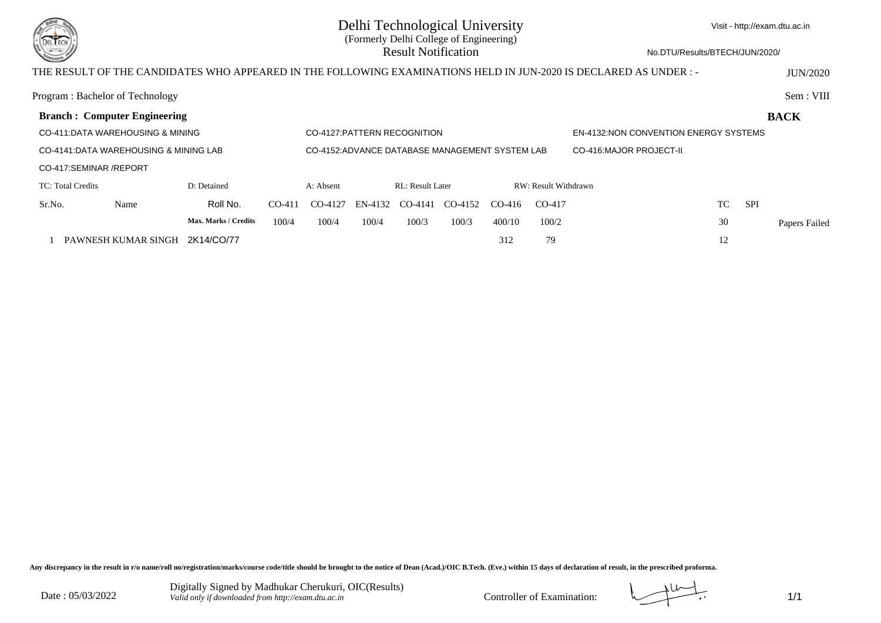# Delhi Technological University

(Formerly Delhi College of Engineering)

Result Notification

Visit - http://exam.dtu.ac.in

No.DTU/Results/BTECH/JUN/2020/

THE RESULT OF THE CANDIDATES WHO APPEARED IN THE FOLLOWING EXAMINATIONS HELD IN JUN-2020 IS DECLARED AS UNDER : - JUN/2020

Program : Bachelor of Technology Sem : VIII

**Branch : Computer Engineering** **BACK**

CO-411:DATA WAREHOUSING & MINING    CO-4127:PATTERN RECOGNITION    EN-4132:NON CONVENTION ENERGY SYSTEMS

CO-4141:DATA WAREHOUSING & MINING LAB    CO-4152:ADVANCE DATABASE MANAGEMENT SYSTEM LAB    CO-416:MAJOR PROJECT-II

CO-417:SEMINAR /REPORT

TC: Total Credits    D: Detained    A: Absent    RL: Result Later    RW: Result Withdrawn

| Sr.No. | Name | Roll No. | CO-411 | CO-4127 | EN-4132 | CO-4141 | CO-4152 | CO-416 | CO-417 | TC | SPI | |
|---|---|---|---|---|---|---|---|---|---|---|---|---|
| | | **Max. Marks / Credits** | 100/4 | 100/4 | 100/4 | 100/3 | 100/3 | 400/10 | 100/2 | 30 | | Papers Failed |
| 1 | PAWNESH KUMAR SINGH | 2K14/CO/77 | | | | | | 312 | 79 | 12 | | |

**Any discrepancy in the result in r/o name/roll no/registration/marks/course code/title should be brought to the notice of Dean (Acad.)/OIC B.Tech. (Eve.) within 15 days of declaration of result, in the prescribed proforma.**

Date : 05/03/2022

Digitally Signed by Madhukar Cherukuri, OIC(Results)

*Valid only if downloaded from http://exam.dtu.ac.in*

Controller of Examination: